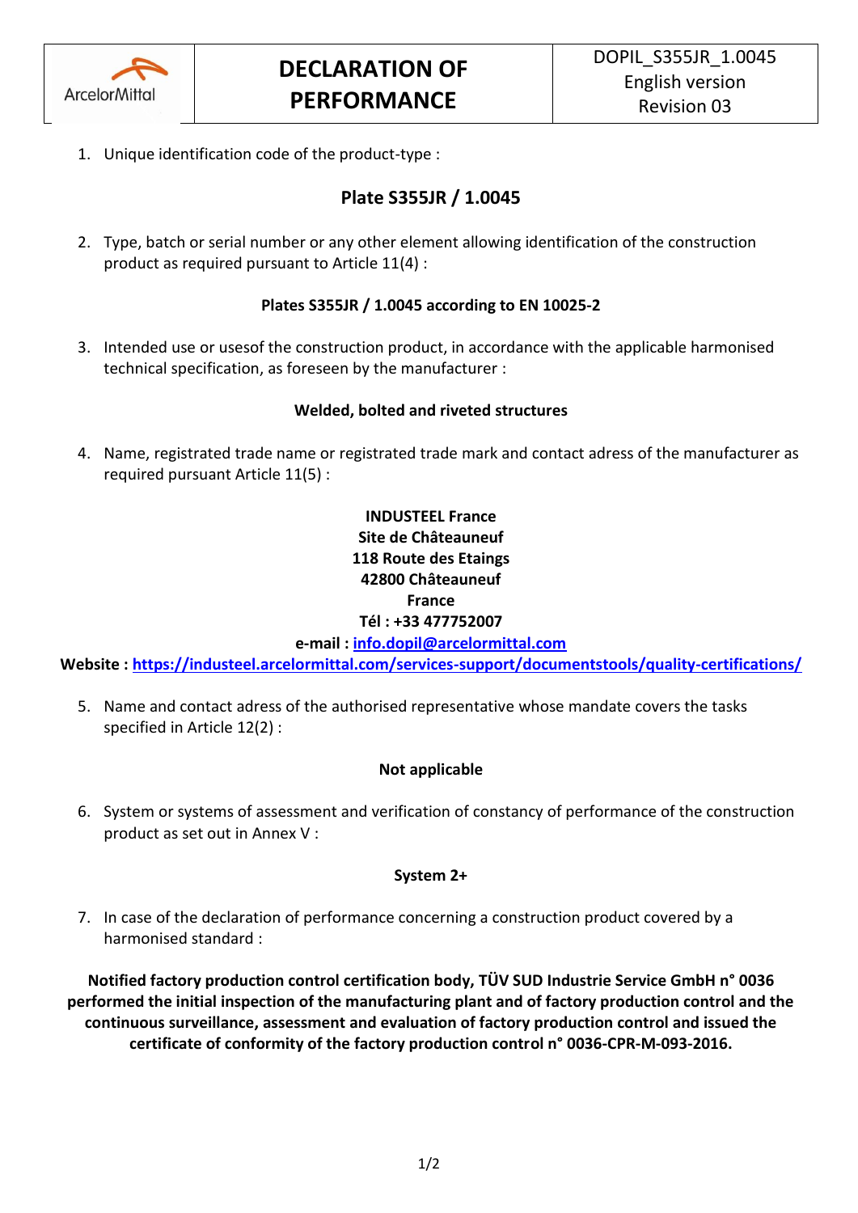| ArcelorMittal | **DECLARATION OF PERFORMANCE** | DOPIL_S355JR_1.0045<br>English version<br>Revision 03 |
|---|---|---|

1. Unique identification code of the product-type :

## Plate S355JR / 1.0045

2. Type, batch or serial number or any other element allowing identification of the construction product as required pursuant to Article 11(4) :

**Plates S355JR / 1.0045 according to EN 10025-2**

3. Intended use or usesof the construction product, in accordance with the applicable harmonised technical specification, as foreseen by the manufacturer :

**Welded, bolted and riveted structures**

4. Name, registrated trade name or registrated trade mark and contact adress of the manufacturer as required pursuant Article 11(5) :

**INDUSTEEL France**
**Site de Châteauneuf**
**118 Route des Etaings**
**42800 Châteauneuf**
**France**
**Tél : +33 477752007**
**e-mail : info.dopil@arcelormittal.com**
**Website : https://industeel.arcelormittal.com/services-support/documentstools/quality-certifications/**

5. Name and contact adress of the authorised representative whose mandate covers the tasks specified in Article 12(2) :

**Not applicable**

6. System or systems of assessment and verification of constancy of performance of the construction product as set out in Annex V :

**System 2+**

7. In case of the declaration of performance concerning a construction product covered by a harmonised standard :

**Notified factory production control certification body, TÜV SUD Industrie Service GmbH n° 0036 performed the initial inspection of the manufacturing plant and of factory production control and the continuous surveillance, assessment and evaluation of factory production control and issued the certificate of conformity of the factory production control n° 0036-CPR-M-093-2016.**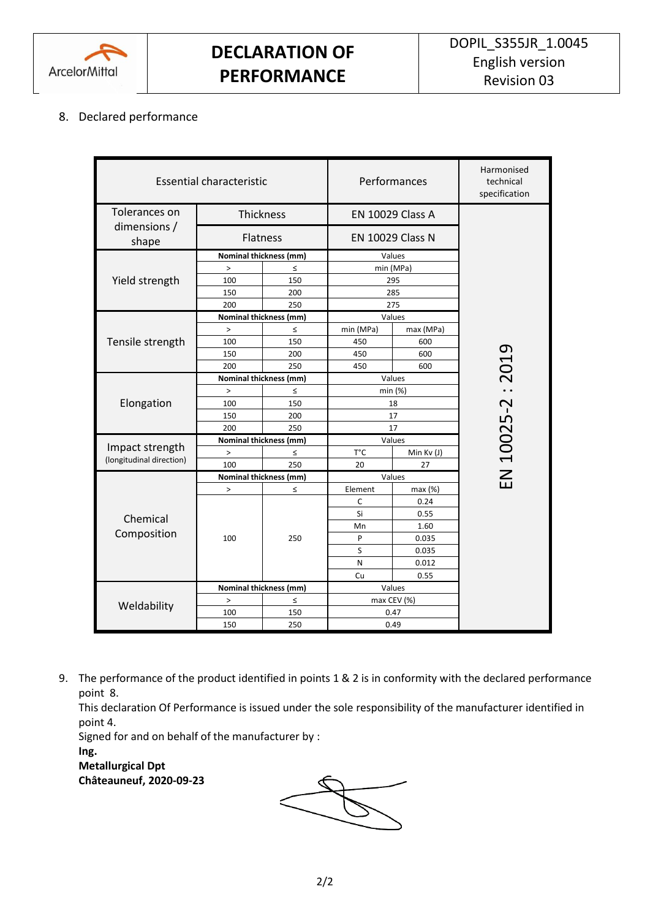8. Declared performance

| Essential characteristic | | | Performances | | Harmonised technical specification |
|---|---|---|---|---|---|
| Tolerances on dimensions / shape | Thickness | | EN 10029 Class A | | EN 10025-2 : 2019 |
| | Flatness | | EN 10029 Class N | | |
| Yield strength | Nominal thickness (mm) | | Values | | |
| | > | ≤ | min (MPa) | | |
| | 100 | 150 | 295 | | |
| | 150 | 200 | 285 | | |
| | 200 | 250 | 275 | | |
| Tensile strength | Nominal thickness (mm) | | Values | | |
| | > | ≤ | min (MPa) | max (MPa) | |
| | 100 | 150 | 450 | 600 | |
| | 150 | 200 | 450 | 600 | |
| | 200 | 250 | 450 | 600 | |
| Elongation | Nominal thickness (mm) | | Values | | |
| | > | ≤ | min (%) | | |
| | 100 | 150 | 18 | | |
| | 150 | 200 | 17 | | |
| | 200 | 250 | 17 | | |
| Impact strength (longitudinal direction) | Nominal thickness (mm) | | Values | | |
| | > | ≤ | T°C | Min Kv (J) | |
| | 100 | 250 | 20 | 27 | |
| Chemical Composition | Nominal thickness (mm) | | Values | | |
| | > | ≤ | Element | max (%) | |
| | 100 | 250 | C | 0.24 | |
| | | | Si | 0.55 | |
| | | | Mn | 1.60 | |
| | | | P | 0.035 | |
| | | | S | 0.035 | |
| | | | N | 0.012 | |
| | | | Cu | 0.55 | |
| Weldability | Nominal thickness (mm) | | Values | | |
| | > | ≤ | max CEV (%) | | |
| | 100 | 150 | 0.47 | | |
| | 150 | 250 | 0.49 | | |

9. The performance of the product identified in points 1 & 2 is in conformity with the declared performance point 8.
   This declaration Of Performance is issued under the sole responsibility of the manufacturer identified in point 4.
   Signed for and on behalf of the manufacturer by :
   **Ing.**
   **Metallurgical Dpt**
   **Châteauneuf, 2020-09-23**